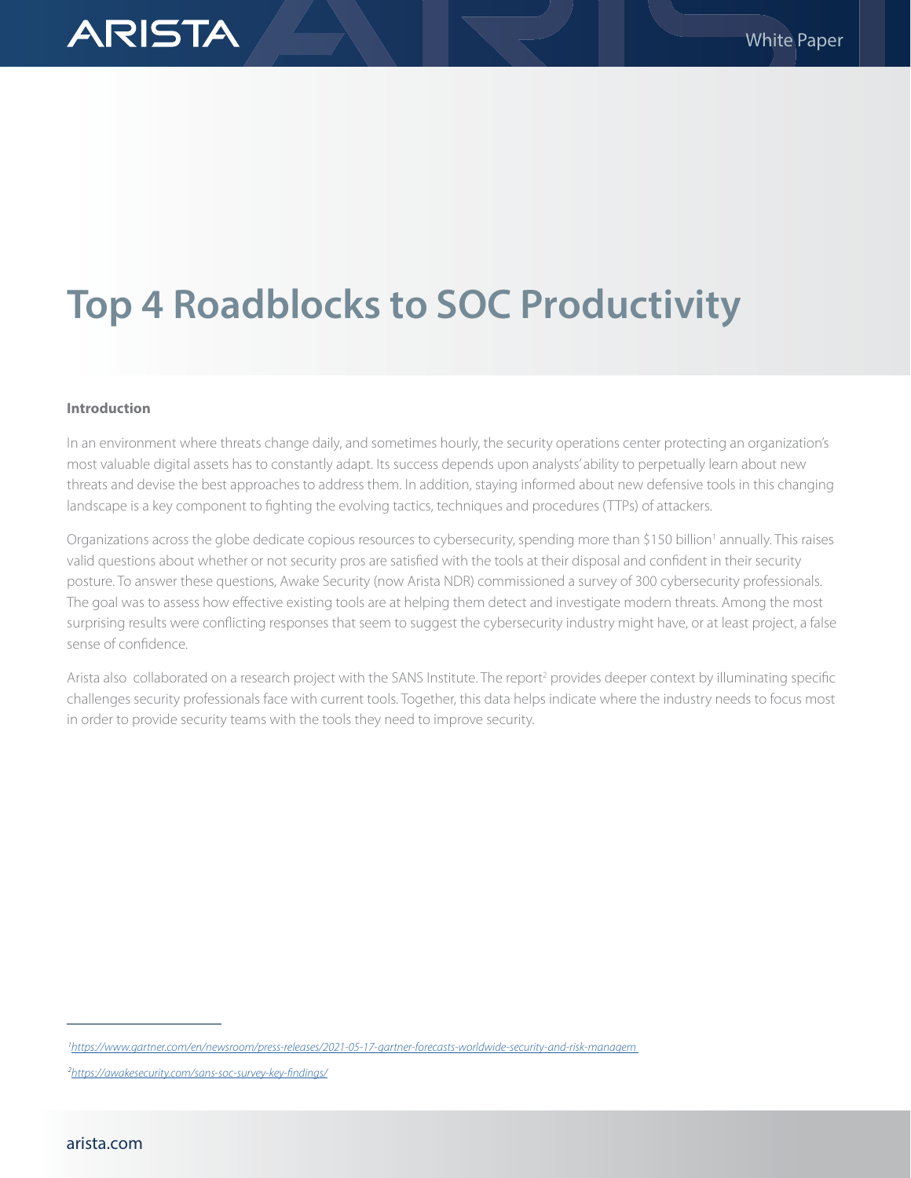# Top 4 Roadblocks to SOC Productivity

**Introduction**

In an environment where threats change daily, and sometimes hourly, the security operations center protecting an organization's most valuable digital assets has to constantly adapt. Its success depends upon analysts' ability to perpetually learn about new threats and devise the best approaches to address them. In addition, staying informed about new defensive tools in this changing landscape is a key component to fighting the evolving tactics, techniques and procedures (TTPs) of attackers.

Organizations across the globe dedicate copious resources to cybersecurity, spending more than $150 billion[1] annually. This raises valid questions about whether or not security pros are satisfied with the tools at their disposal and confident in their security posture. To answer these questions, Awake Security (now Arista NDR) commissioned a survey of 300 cybersecurity professionals. The goal was to assess how effective existing tools are at helping them detect and investigate modern threats. Among the most surprising results were conflicting responses that seem to suggest the cybersecurity industry might have, or at least project, a false sense of confidence.

Arista also collaborated on a research project with the SANS Institute. The report[2] provides deeper context by illuminating specific challenges security professionals face with current tools. Together, this data helps indicate where the industry needs to focus most in order to provide security teams with the tools they need to improve security.

---

[1] https://www.gartner.com/en/newsroom/press-releases/2021-05-17-gartner-forecasts-worldwide-security-and-risk-managem

[2] https://awakesecurity.com/sans-soc-survey-key-findings/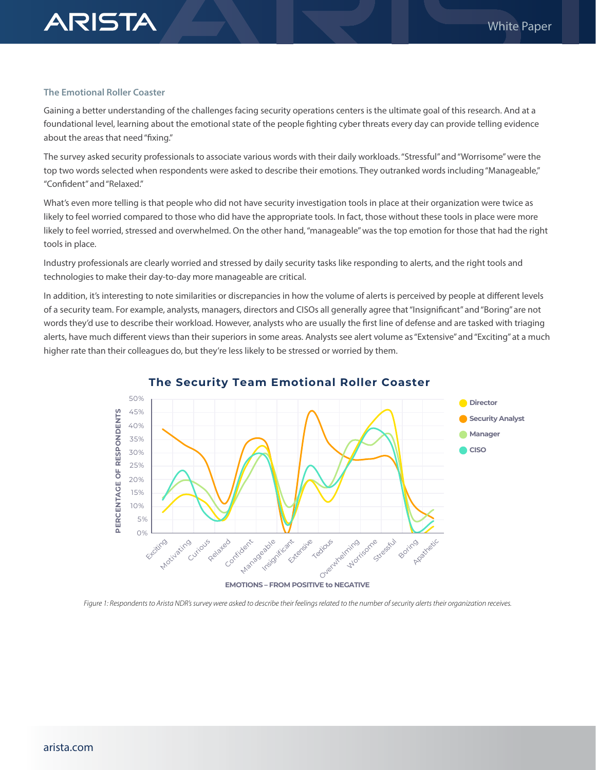### The Emotional Roller Coaster

Gaining a better understanding of the challenges facing security operations centers is the ultimate goal of this research. And at a foundational level, learning about the emotional state of the people fighting cyber threats every day can provide telling evidence about the areas that need "fixing."

The survey asked security professionals to associate various words with their daily workloads. "Stressful" and "Worrisome" were the top two words selected when respondents were asked to describe their emotions. They outranked words including "Manageable," "Confident" and "Relaxed."

What's even more telling is that people who did not have security investigation tools in place at their organization were twice as likely to feel worried compared to those who did have the appropriate tools. In fact, those without these tools in place were more likely to feel worried, stressed and overwhelmed. On the other hand, "manageable" was the top emotion for those that had the right tools in place.

Industry professionals are clearly worried and stressed by daily security tasks like responding to alerts, and the right tools and technologies to make their day-to-day more manageable are critical.

In addition, it's interesting to note similarities or discrepancies in how the volume of alerts is perceived by people at different levels of a security team. For example, analysts, managers, directors and CISOs all generally agree that "Insignificant" and "Boring" are not words they'd use to describe their workload. However, analysts who are usually the first line of defense and are tasked with triaging alerts, have much different views than their superiors in some areas. Analysts see alert volume as "Extensive" and "Exciting" at a much higher rate than their colleagues do, but they're less likely to be stressed or worried by them.

*Figure 1: Respondents to Arista NDR's survey were asked to describe their feelings related to the number of security alerts their organization receives.*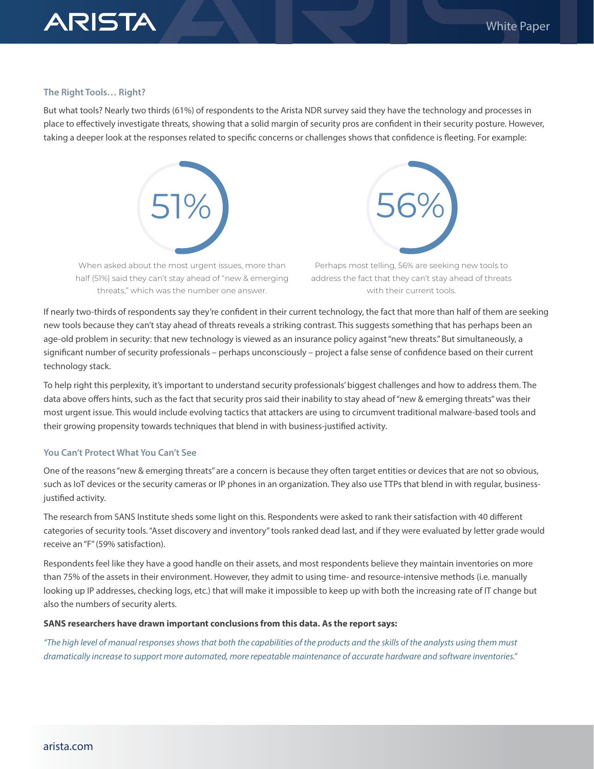### The Right Tools… Right?

But what tools? Nearly two thirds (61%) of respondents to the Arista NDR survey said they have the technology and processes in place to effectively investigate threats, showing that a solid margin of security pros are confident in their security posture. However, taking a deeper look at the responses related to specific concerns or challenges shows that confidence is fleeting. For example:

51%

When asked about the most urgent issues, more than half (51%) said they can't stay ahead of "new & emerging threats," which was the number one answer.

56%

Perhaps most telling, 56% are seeking new tools to address the fact that they can't stay ahead of threats with their current tools.

If nearly two-thirds of respondents say they're confident in their current technology, the fact that more than half of them are seeking new tools because they can't stay ahead of threats reveals a striking contrast. This suggests something that has perhaps been an age-old problem in security: that new technology is viewed as an insurance policy against "new threats." But simultaneously, a significant number of security professionals – perhaps unconsciously – project a false sense of confidence based on their current technology stack.

To help right this perplexity, it's important to understand security professionals' biggest challenges and how to address them. The data above offers hints, such as the fact that security pros said their inability to stay ahead of "new & emerging threats" was their most urgent issue. This would include evolving tactics that attackers are using to circumvent traditional malware-based tools and their growing propensity towards techniques that blend in with business-justified activity.

### You Can't Protect What You Can't See

One of the reasons "new & emerging threats" are a concern is because they often target entities or devices that are not so obvious, such as IoT devices or the security cameras or IP phones in an organization. They also use TTPs that blend in with regular, business-justified activity.

The research from SANS Institute sheds some light on this. Respondents were asked to rank their satisfaction with 40 different categories of security tools. "Asset discovery and inventory" tools ranked dead last, and if they were evaluated by letter grade would receive an "F" (59% satisfaction).

Respondents feel like they have a good handle on their assets, and most respondents believe they maintain inventories on more than 75% of the assets in their environment. However, they admit to using time- and resource-intensive methods (i.e. manually looking up IP addresses, checking logs, etc.) that will make it impossible to keep up with both the increasing rate of IT change but also the numbers of security alerts.

**SANS researchers have drawn important conclusions from this data. As the report says:**

*"The high level of manual responses shows that both the capabilities of the products and the skills of the analysts using them must dramatically increase to support more automated, more repeatable maintenance of accurate hardware and software inventories."*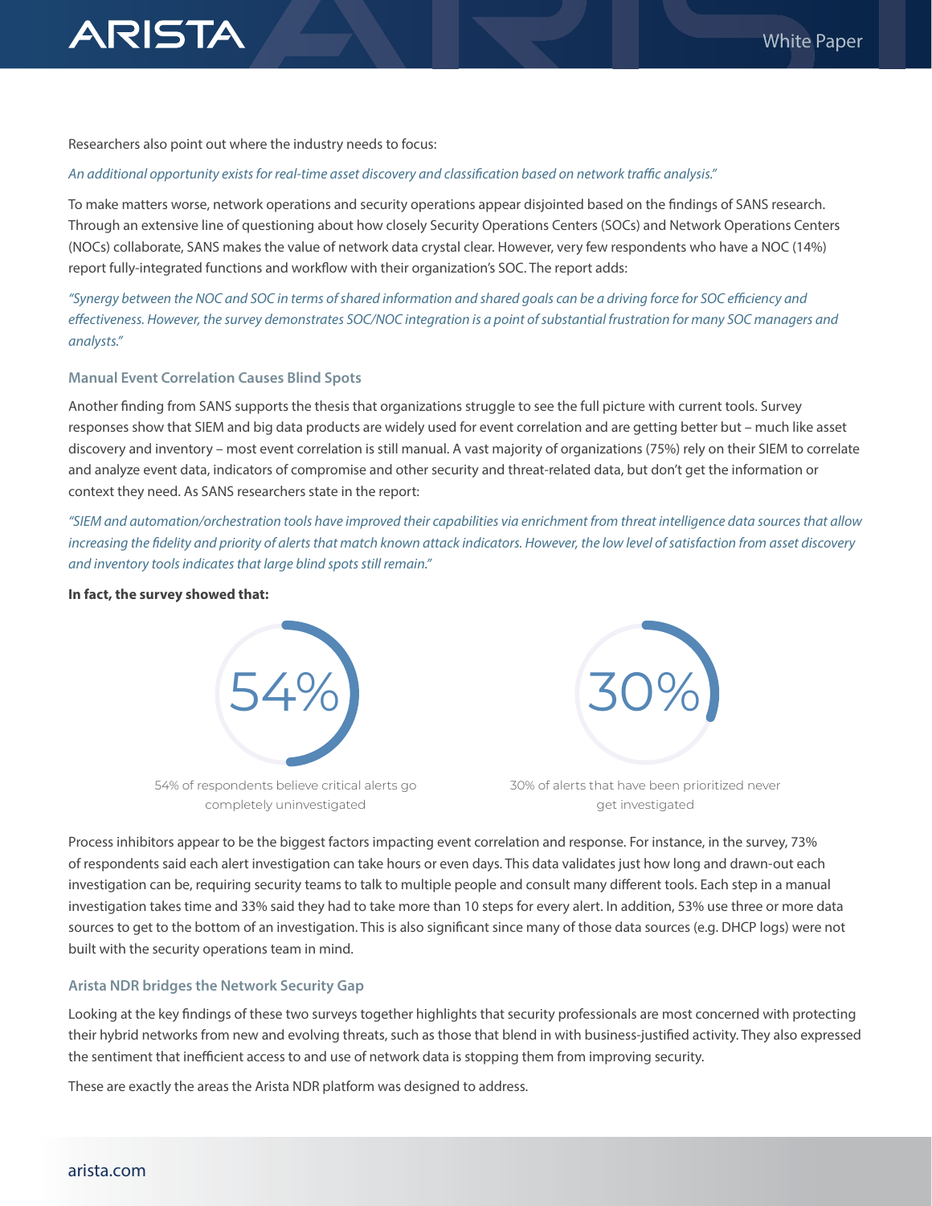Researchers also point out where the industry needs to focus:

*An additional opportunity exists for real-time asset discovery and classification based on network traffic analysis."*

To make matters worse, network operations and security operations appear disjointed based on the findings of SANS research. Through an extensive line of questioning about how closely Security Operations Centers (SOCs) and Network Operations Centers (NOCs) collaborate, SANS makes the value of network data crystal clear. However, very few respondents who have a NOC (14%) report fully-integrated functions and workflow with their organization's SOC. The report adds:

*"Synergy between the NOC and SOC in terms of shared information and shared goals can be a driving force for SOC efficiency and effectiveness. However, the survey demonstrates SOC/NOC integration is a point of substantial frustration for many SOC managers and analysts."*

### Manual Event Correlation Causes Blind Spots

Another finding from SANS supports the thesis that organizations struggle to see the full picture with current tools. Survey responses show that SIEM and big data products are widely used for event correlation and are getting better but – much like asset discovery and inventory – most event correlation is still manual. A vast majority of organizations (75%) rely on their SIEM to correlate and analyze event data, indicators of compromise and other security and threat-related data, but don't get the information or context they need. As SANS researchers state in the report:

*"SIEM and automation/orchestration tools have improved their capabilities via enrichment from threat intelligence data sources that allow increasing the fidelity and priority of alerts that match known attack indicators. However, the low level of satisfaction from asset discovery and inventory tools indicates that large blind spots still remain."*

**In fact, the survey showed that:**

54%

54% of respondents believe critical alerts go completely uninvestigated

30%

30% of alerts that have been prioritized never get investigated

Process inhibitors appear to be the biggest factors impacting event correlation and response. For instance, in the survey, 73% of respondents said each alert investigation can take hours or even days. This data validates just how long and drawn-out each investigation can be, requiring security teams to talk to multiple people and consult many different tools. Each step in a manual investigation takes time and 33% said they had to take more than 10 steps for every alert. In addition, 53% use three or more data sources to get to the bottom of an investigation. This is also significant since many of those data sources (e.g. DHCP logs) were not built with the security operations team in mind.

### Arista NDR bridges the Network Security Gap

Looking at the key findings of these two surveys together highlights that security professionals are most concerned with protecting their hybrid networks from new and evolving threats, such as those that blend in with business-justified activity. They also expressed the sentiment that inefficient access to and use of network data is stopping them from improving security.

These are exactly the areas the Arista NDR platform was designed to address.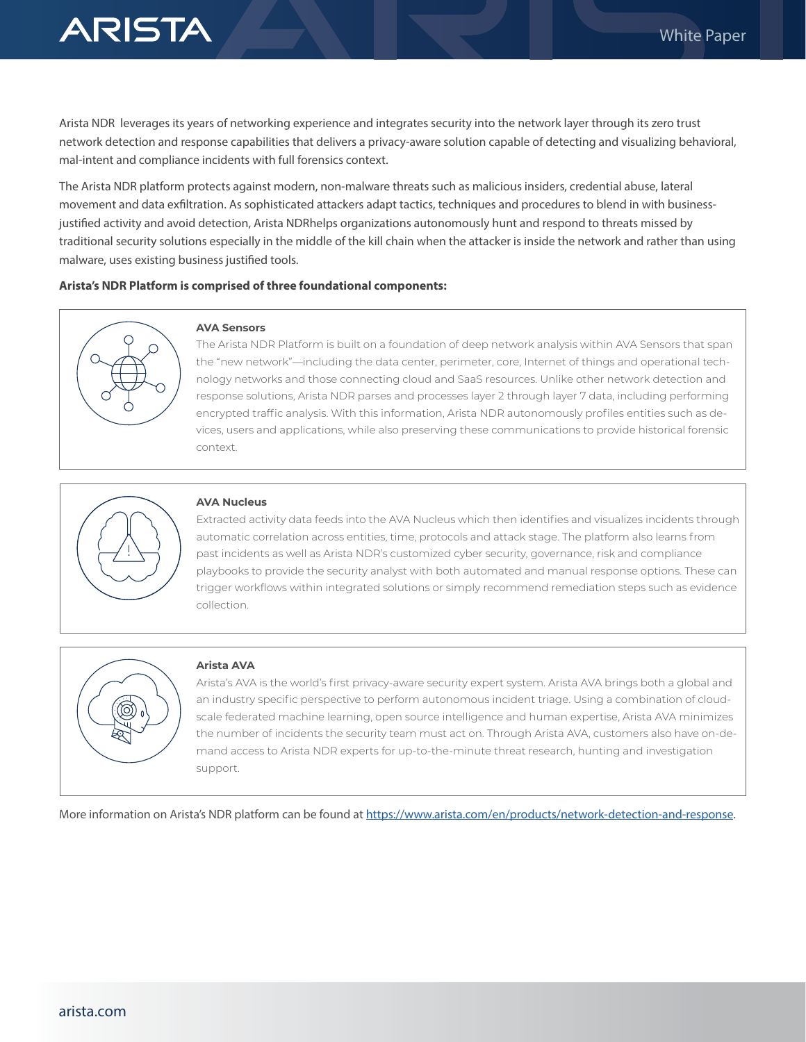Arista NDR  leverages its years of networking experience and integrates security into the network layer through its zero trust network detection and response capabilities that delivers a privacy-aware solution capable of detecting and visualizing behavioral, mal-intent and compliance incidents with full forensics context.

The Arista NDR platform protects against modern, non-malware threats such as malicious insiders, credential abuse, lateral movement and data exfiltration. As sophisticated attackers adapt tactics, techniques and procedures to blend in with business-justified activity and avoid detection, Arista NDRhelps organizations autonomously hunt and respond to threats missed by traditional security solutions especially in the middle of the kill chain when the attacker is inside the network and rather than using malware, uses existing business justified tools.

**Arista's NDR Platform is comprised of three foundational components:**

**AVA Sensors**

The Arista NDR Platform is built on a foundation of deep network analysis within AVA Sensors that span the "new network"—including the data center, perimeter, core, Internet of things and operational technology networks and those connecting cloud and SaaS resources. Unlike other network detection and response solutions, Arista NDR parses and processes layer 2 through layer 7 data, including performing encrypted traffic analysis. With this information, Arista NDR autonomously profiles entities such as devices, users and applications, while also preserving these communications to provide historical forensic context.

**AVA Nucleus**

Extracted activity data feeds into the AVA Nucleus which then identifies and visualizes incidents through automatic correlation across entities, time, protocols and attack stage. The platform also learns from past incidents as well as Arista NDR's customized cyber security, governance, risk and compliance playbooks to provide the security analyst with both automated and manual response options. These can trigger workflows within integrated solutions or simply recommend remediation steps such as evidence collection.

**Arista AVA**

Arista's AVA is the world's first privacy-aware security expert system. Arista AVA brings both a global and an industry specific perspective to perform autonomous incident triage. Using a combination of cloud-scale federated machine learning, open source intelligence and human expertise, Arista AVA minimizes the number of incidents the security team must act on. Through Arista AVA, customers also have on-demand access to Arista NDR experts for up-to-the-minute threat research, hunting and investigation support.

More information on Arista's NDR platform can be found at https://www.arista.com/en/products/network-detection-and-response.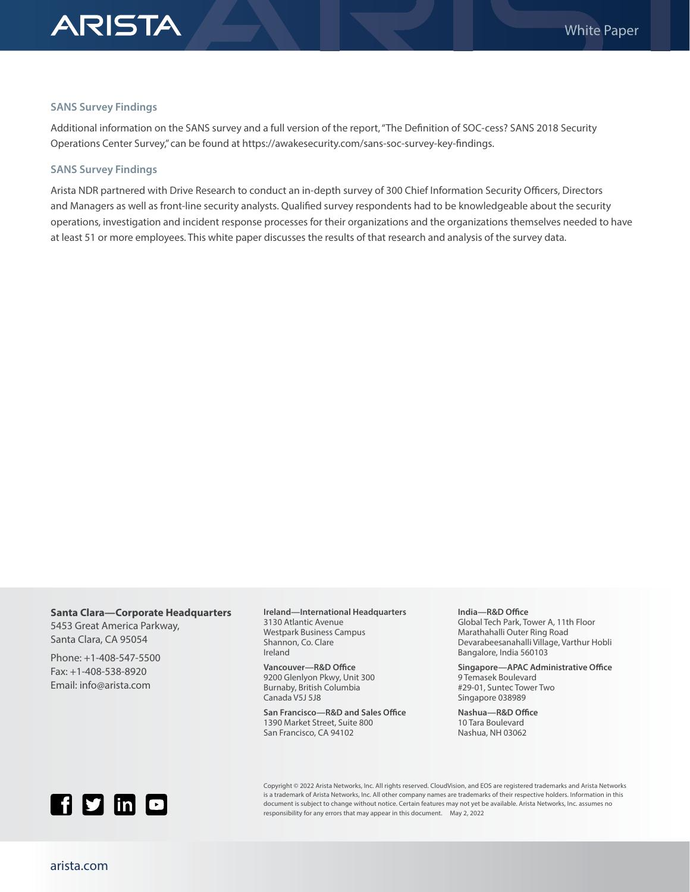### SANS Survey Findings

Additional information on the SANS survey and a full version of the report, "The Definition of SOC-cess? SANS 2018 Security Operations Center Survey," can be found at https://awakesecurity.com/sans-soc-survey-key-findings.

### SANS Survey Findings

Arista NDR partnered with Drive Research to conduct an in-depth survey of 300 Chief Information Security Officers, Directors and Managers as well as front-line security analysts. Qualified survey respondents had to be knowledgeable about the security operations, investigation and incident response processes for their organizations and the organizations themselves needed to have at least 51 or more employees. This white paper discusses the results of that research and analysis of the survey data.

**Santa Clara—Corporate Headquarters**
5453 Great America Parkway,
Santa Clara, CA 95054

Phone: +1-408-547-5500
Fax: +1-408-538-8920
Email: info@arista.com

**Ireland—International Headquarters**
3130 Atlantic Avenue
Westpark Business Campus
Shannon, Co. Clare
Ireland

**Vancouver—R&D Office**
9200 Glenlyon Pkwy, Unit 300
Burnaby, British Columbia
Canada V5J 5J8

**San Francisco—R&D and Sales Office**
1390 Market Street, Suite 800
San Francisco, CA 94102

**India—R&D Office**
Global Tech Park, Tower A, 11th Floor
Marathahalli Outer Ring Road
Devarabeesanahalli Village, Varthur Hobli
Bangalore, India 560103

**Singapore—APAC Administrative Office**
9 Temasek Boulevard
#29-01, Suntec Tower Two
Singapore 038989

**Nashua—R&D Office**
10 Tara Boulevard
Nashua, NH 03062

Copyright © 2022 Arista Networks, Inc. All rights reserved. CloudVision, and EOS are registered trademarks and Arista Networks is a trademark of Arista Networks, Inc. All other company names are trademarks of their respective holders. Information in this document is subject to change without notice. Certain features may not yet be available. Arista Networks, Inc. assumes no responsibility for any errors that may appear in this document. May 2, 2022

arista.com